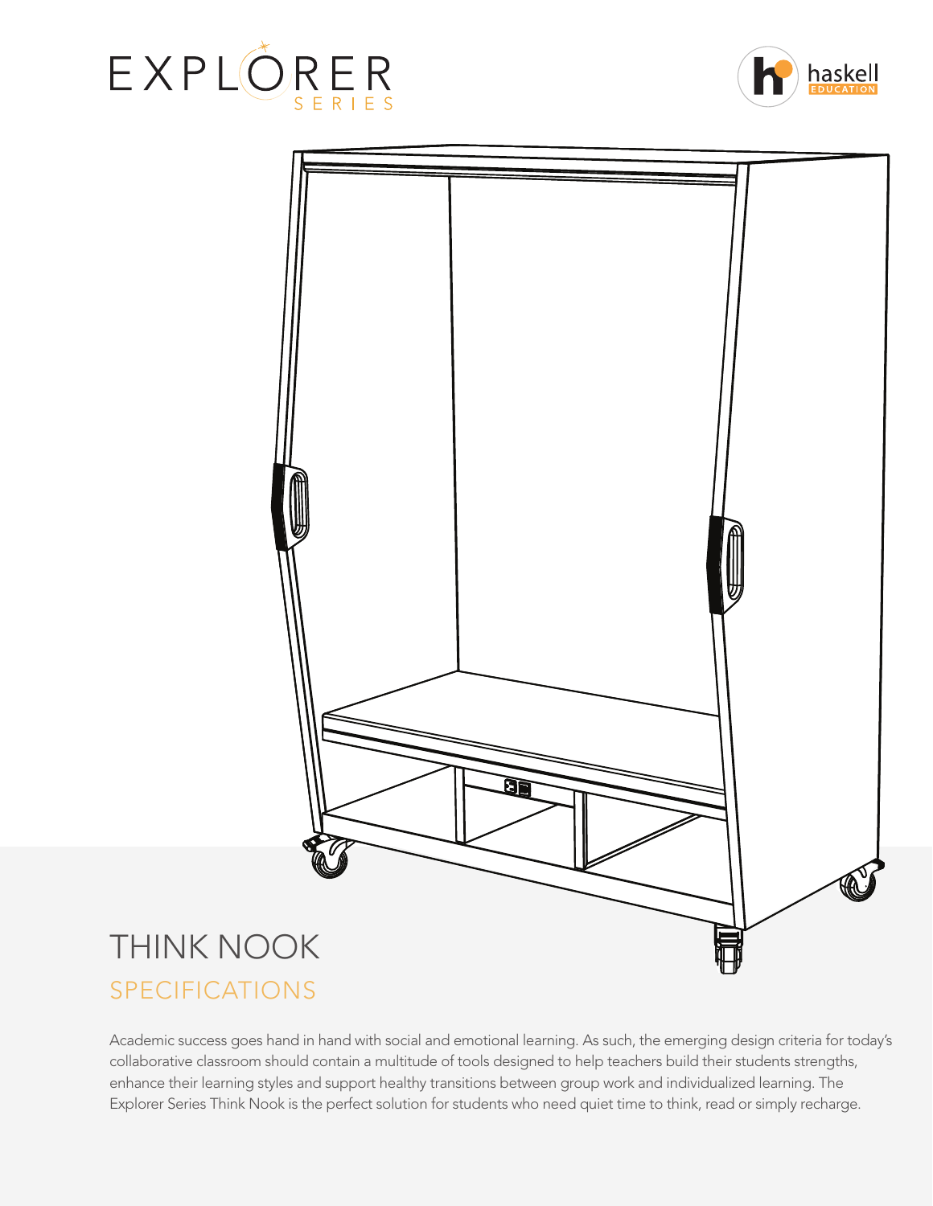EXPLORER SERIES

haskell EDUCATION

# THINK NOOK

## SPECIFICATIONS

Academic success goes hand in hand with social and emotional learning. As such, the emerging design criteria for today's collaborative classroom should contain a multitude of tools designed to help teachers build their students strengths, enhance their learning styles and support healthy transitions between group work and individualized learning. The Explorer Series Think Nook is the perfect solution for students who need quiet time to think, read or simply recharge.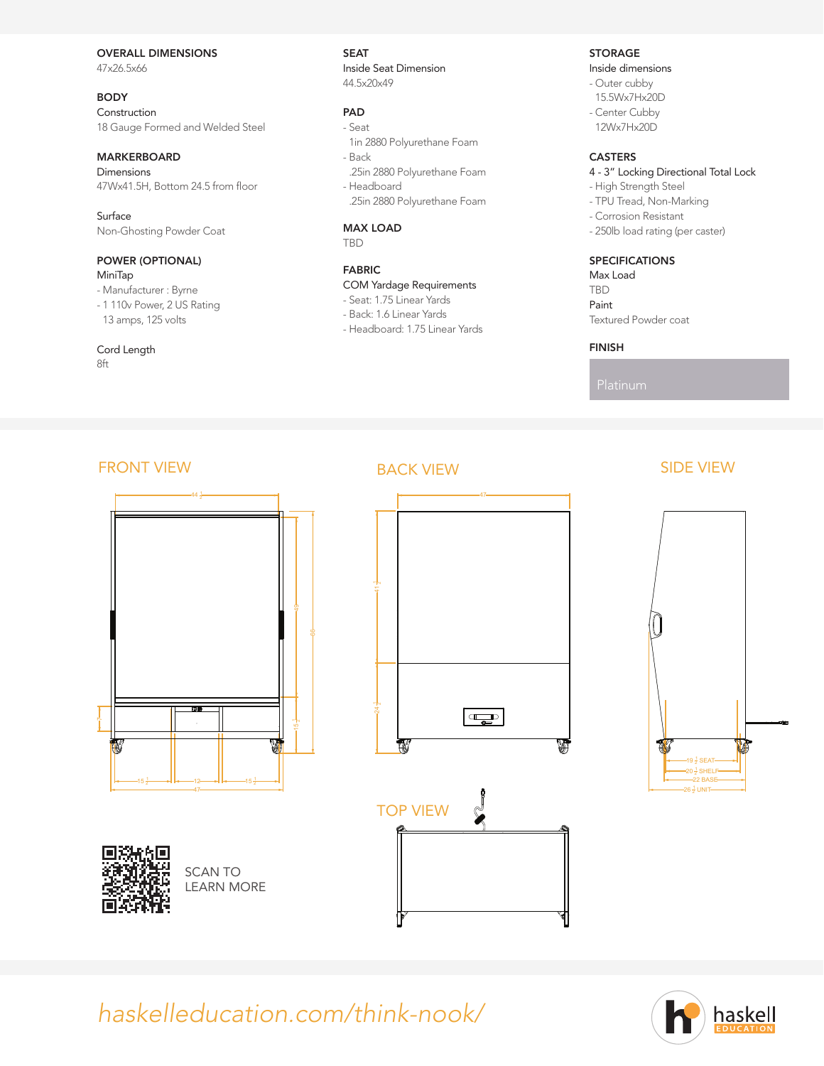**OVERALL DIMENSIONS**
47x26.5x66

**BODY**
Construction
18 Gauge Formed and Welded Steel

**MARKERBOARD**
Dimensions
47Wx41.5H, Bottom 24.5 from floor

Surface
Non-Ghosting Powder Coat

**POWER (OPTIONAL)**
MiniTap
- Manufacturer : Byrne
- 1 110v Power, 2 US Rating
  13 amps, 125 volts

Cord Length
8ft

**SEAT**
Inside Seat Dimension
44.5x20x49

**PAD**
- Seat
  1in 2880 Polyurethane Foam
- Back
  .25in 2880 Polyurethane Foam
- Headboard
  .25in 2880 Polyurethane Foam

**MAX LOAD**
TBD

**FABRIC**
COM Yardage Requirements
- Seat: 1.75 Linear Yards
- Back: 1.6 Linear Yards
- Headboard: 1.75 Linear Yards

**STORAGE**
Inside dimensions
- Outer cubby
  15.5Wx7Hx20D
- Center Cubby
  12Wx7Hx20D

**CASTERS**
4 - 3" Locking Directional Total Lock
- High Strength Steel
- TPU Tread, Non-Marking
- Corrosion Resistant
- 250lb load rating (per caster)

**SPECIFICATIONS**
Max Load
TBD
Paint
Textured Powder coat

**FINISH**

Platinum

## FRONT VIEW

44 1/2
49
66
7
15
15 1/2
12
15 1/2
47

## BACK VIEW

47
41 1/2
24 1/2

## SIDE VIEW

19 1/2 SEAT
20 1/2 SHELF
22 BASE
26 1/2 UNIT

## TOP VIEW

SCAN TO
LEARN MORE

*haskelleducation.com/think-nook/*

haskell EDUCATION